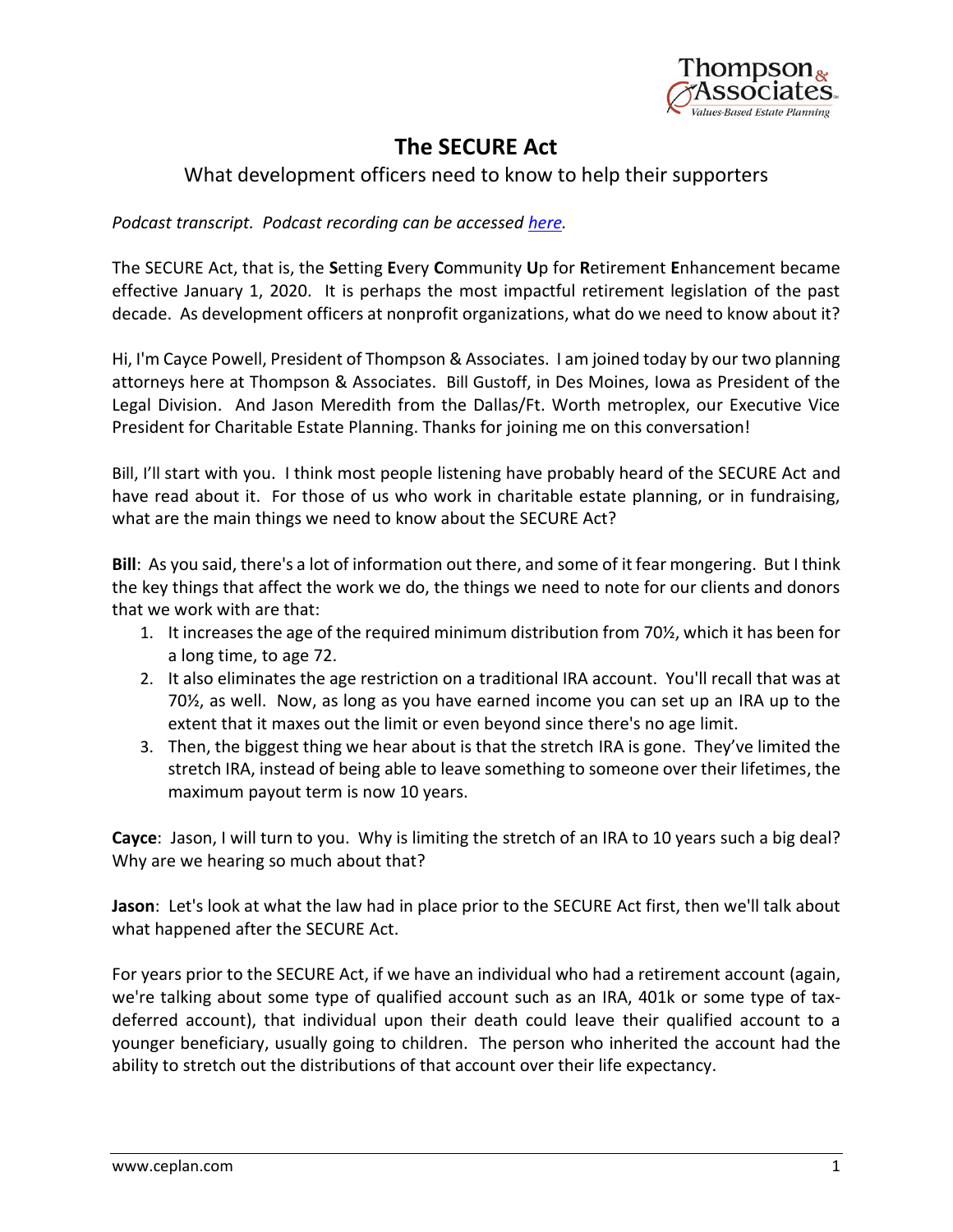# The SECURE Act

## What development officers need to know to help their supporters

*Podcast transcript. Podcast recording can be accessed [here](#).*

The SECURE Act, that is, the **S**etting **E**very **C**ommunity **U**p for **R**etirement **E**nhancement became effective January 1, 2020. It is perhaps the most impactful retirement legislation of the past decade. As development officers at nonprofit organizations, what do we need to know about it?

Hi, I'm Cayce Powell, President of Thompson & Associates. I am joined today by our two planning attorneys here at Thompson & Associates. Bill Gustoff, in Des Moines, Iowa as President of the Legal Division. And Jason Meredith from the Dallas/Ft. Worth metroplex, our Executive Vice President for Charitable Estate Planning. Thanks for joining me on this conversation!

Bill, I'll start with you. I think most people listening have probably heard of the SECURE Act and have read about it. For those of us who work in charitable estate planning, or in fundraising, what are the main things we need to know about the SECURE Act?

**Bill**: As you said, there's a lot of information out there, and some of it fear mongering. But I think the key things that affect the work we do, the things we need to note for our clients and donors that we work with are that:

1. It increases the age of the required minimum distribution from 70½, which it has been for a long time, to age 72.
2. It also eliminates the age restriction on a traditional IRA account. You'll recall that was at 70½, as well. Now, as long as you have earned income you can set up an IRA up to the extent that it maxes out the limit or even beyond since there's no age limit.
3. Then, the biggest thing we hear about is that the stretch IRA is gone. They've limited the stretch IRA, instead of being able to leave something to someone over their lifetimes, the maximum payout term is now 10 years.

**Cayce**: Jason, I will turn to you. Why is limiting the stretch of an IRA to 10 years such a big deal? Why are we hearing so much about that?

**Jason**: Let's look at what the law had in place prior to the SECURE Act first, then we'll talk about what happened after the SECURE Act.

For years prior to the SECURE Act, if we have an individual who had a retirement account (again, we're talking about some type of qualified account such as an IRA, 401k or some type of tax-deferred account), that individual upon their death could leave their qualified account to a younger beneficiary, usually going to children. The person who inherited the account had the ability to stretch out the distributions of that account over their life expectancy.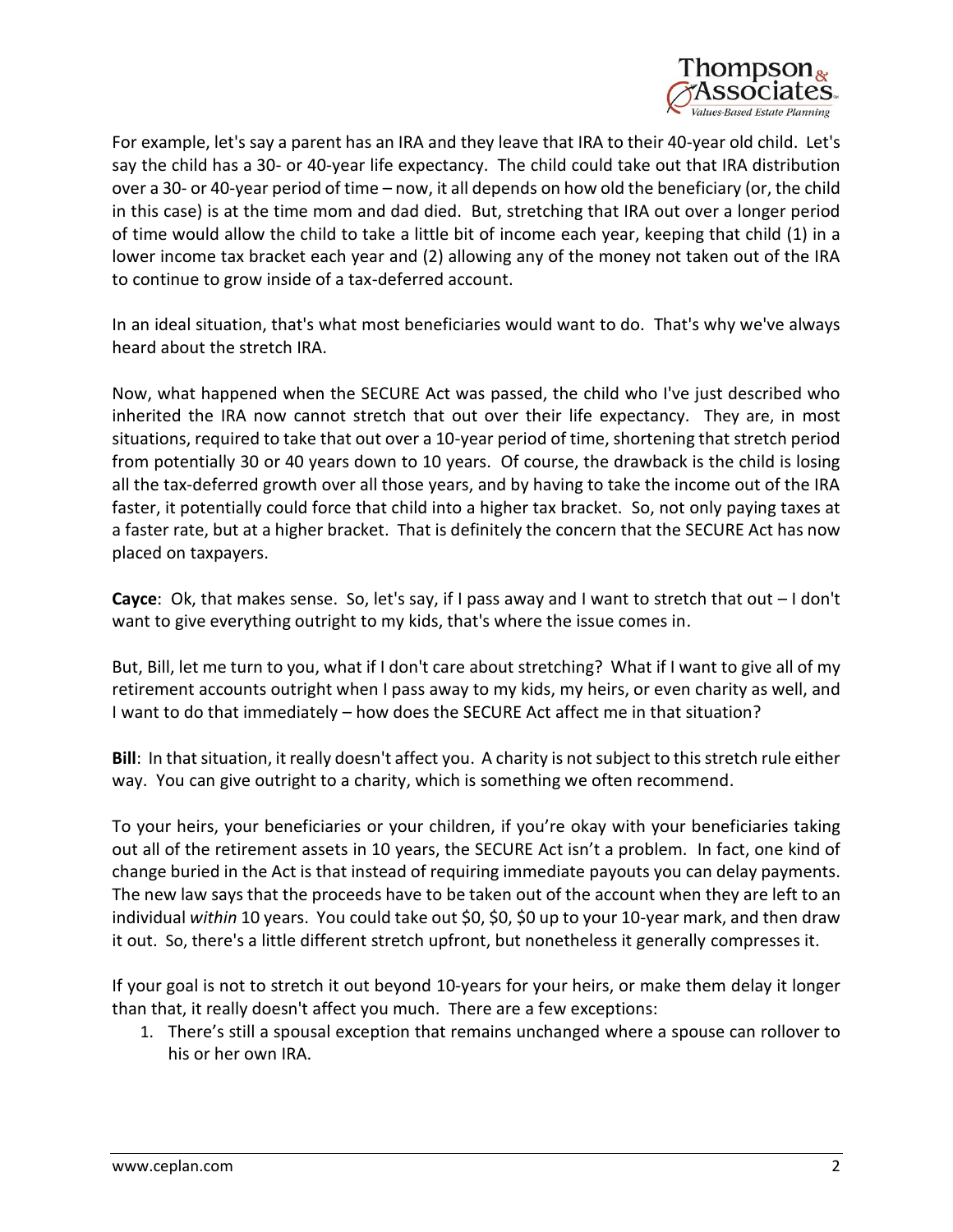For example, let's say a parent has an IRA and they leave that IRA to their 40-year old child. Let's say the child has a 30- or 40-year life expectancy. The child could take out that IRA distribution over a 30- or 40-year period of time – now, it all depends on how old the beneficiary (or, the child in this case) is at the time mom and dad died. But, stretching that IRA out over a longer period of time would allow the child to take a little bit of income each year, keeping that child (1) in a lower income tax bracket each year and (2) allowing any of the money not taken out of the IRA to continue to grow inside of a tax-deferred account.

In an ideal situation, that's what most beneficiaries would want to do. That's why we've always heard about the stretch IRA.

Now, what happened when the SECURE Act was passed, the child who I've just described who inherited the IRA now cannot stretch that out over their life expectancy. They are, in most situations, required to take that out over a 10-year period of time, shortening that stretch period from potentially 30 or 40 years down to 10 years. Of course, the drawback is the child is losing all the tax-deferred growth over all those years, and by having to take the income out of the IRA faster, it potentially could force that child into a higher tax bracket. So, not only paying taxes at a faster rate, but at a higher bracket. That is definitely the concern that the SECURE Act has now placed on taxpayers.

**Cayce**: Ok, that makes sense. So, let's say, if I pass away and I want to stretch that out – I don't want to give everything outright to my kids, that's where the issue comes in.

But, Bill, let me turn to you, what if I don't care about stretching? What if I want to give all of my retirement accounts outright when I pass away to my kids, my heirs, or even charity as well, and I want to do that immediately – how does the SECURE Act affect me in that situation?

**Bill**: In that situation, it really doesn't affect you. A charity is not subject to this stretch rule either way. You can give outright to a charity, which is something we often recommend.

To your heirs, your beneficiaries or your children, if you're okay with your beneficiaries taking out all of the retirement assets in 10 years, the SECURE Act isn't a problem. In fact, one kind of change buried in the Act is that instead of requiring immediate payouts you can delay payments. The new law says that the proceeds have to be taken out of the account when they are left to an individual *within* 10 years. You could take out $0, $0, $0 up to your 10-year mark, and then draw it out. So, there's a little different stretch upfront, but nonetheless it generally compresses it.

If your goal is not to stretch it out beyond 10-years for your heirs, or make them delay it longer than that, it really doesn't affect you much. There are a few exceptions:

1. There's still a spousal exception that remains unchanged where a spouse can rollover to his or her own IRA.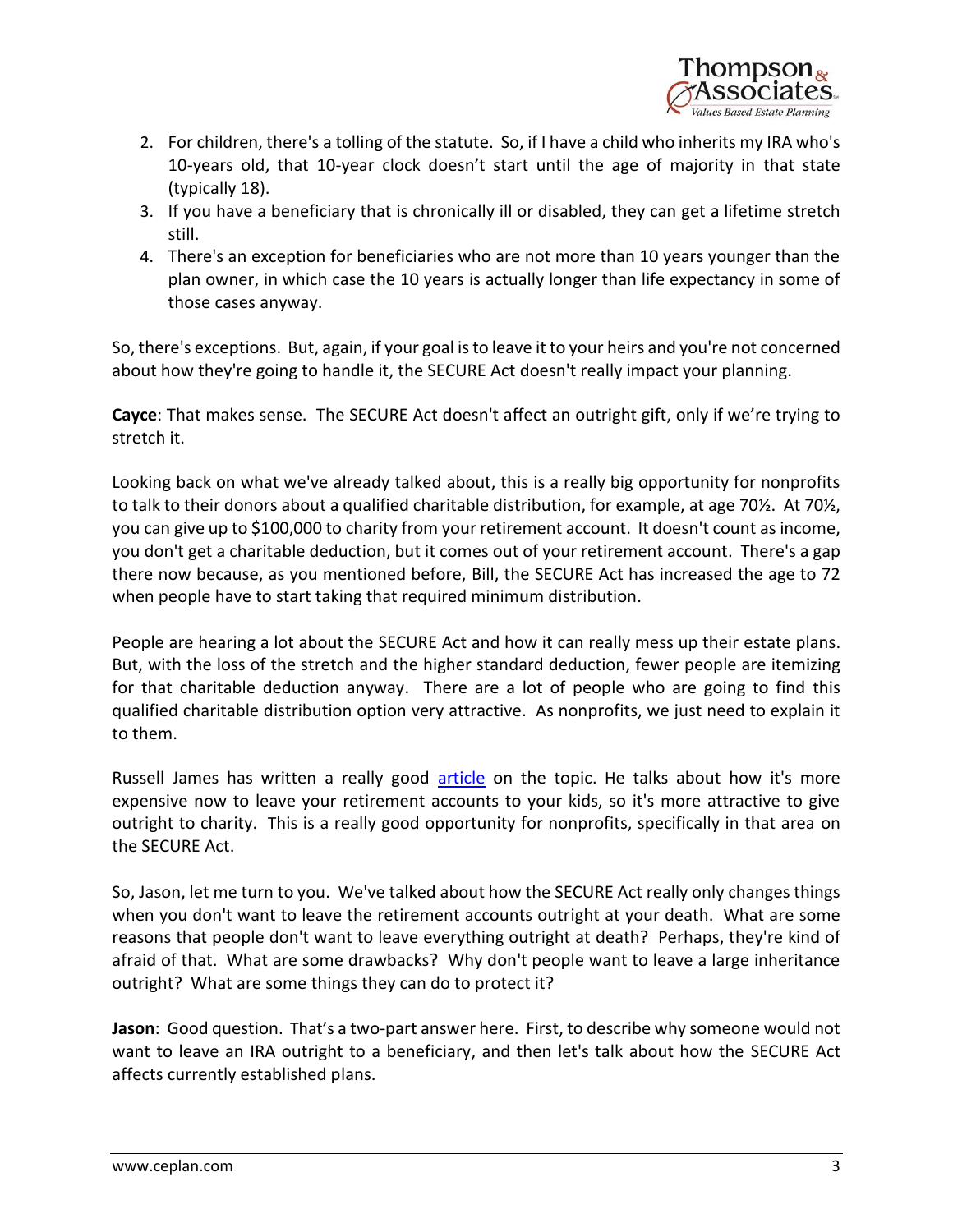2. For children, there's a tolling of the statute. So, if I have a child who inherits my IRA who's 10-years old, that 10-year clock doesn't start until the age of majority in that state (typically 18).
3. If you have a beneficiary that is chronically ill or disabled, they can get a lifetime stretch still.
4. There's an exception for beneficiaries who are not more than 10 years younger than the plan owner, in which case the 10 years is actually longer than life expectancy in some of those cases anyway.

So, there's exceptions. But, again, if your goal is to leave it to your heirs and you're not concerned about how they're going to handle it, the SECURE Act doesn't really impact your planning.

**Cayce**: That makes sense. The SECURE Act doesn't affect an outright gift, only if we're trying to stretch it.

Looking back on what we've already talked about, this is a really big opportunity for nonprofits to talk to their donors about a qualified charitable distribution, for example, at age 70½. At 70½, you can give up to $100,000 to charity from your retirement account. It doesn't count as income, you don't get a charitable deduction, but it comes out of your retirement account. There's a gap there now because, as you mentioned before, Bill, the SECURE Act has increased the age to 72 when people have to start taking that required minimum distribution.

People are hearing a lot about the SECURE Act and how it can really mess up their estate plans. But, with the loss of the stretch and the higher standard deduction, fewer people are itemizing for that charitable deduction anyway. There are a lot of people who are going to find this qualified charitable distribution option very attractive. As nonprofits, we just need to explain it to them.

Russell James has written a really good article on the topic. He talks about how it's more expensive now to leave your retirement accounts to your kids, so it's more attractive to give outright to charity. This is a really good opportunity for nonprofits, specifically in that area on the SECURE Act.

So, Jason, let me turn to you. We've talked about how the SECURE Act really only changes things when you don't want to leave the retirement accounts outright at your death. What are some reasons that people don't want to leave everything outright at death? Perhaps, they're kind of afraid of that. What are some drawbacks? Why don't people want to leave a large inheritance outright? What are some things they can do to protect it?

**Jason**: Good question. That's a two-part answer here. First, to describe why someone would not want to leave an IRA outright to a beneficiary, and then let's talk about how the SECURE Act affects currently established plans.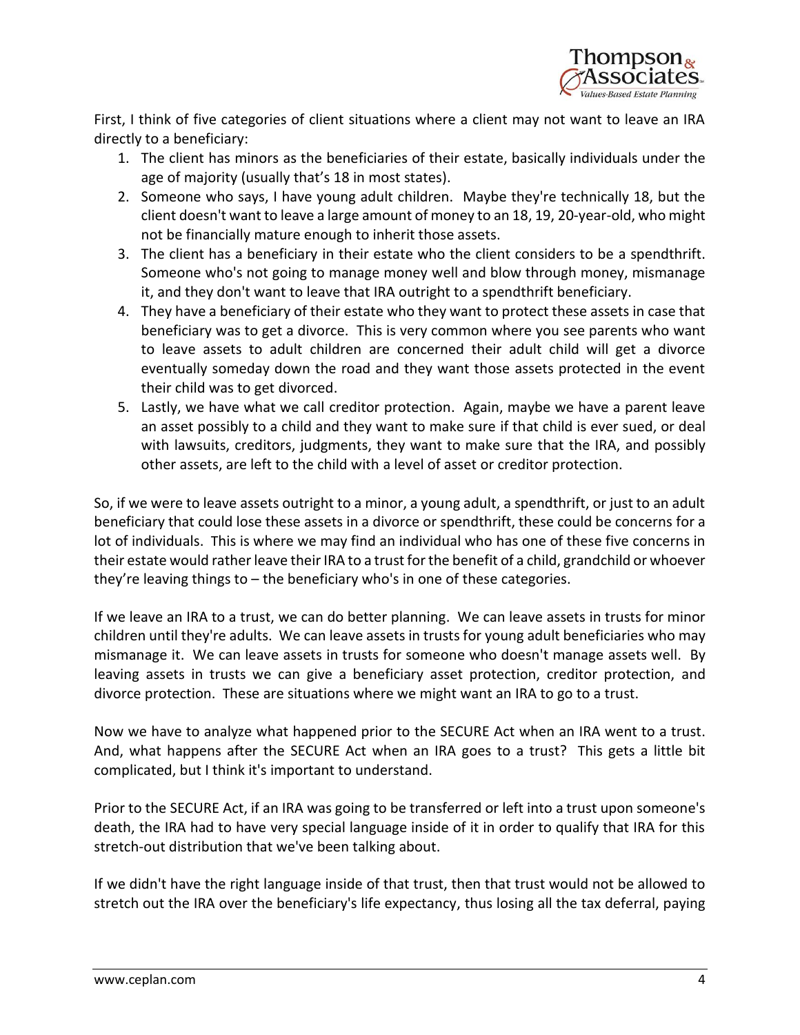First, I think of five categories of client situations where a client may not want to leave an IRA directly to a beneficiary:

1. The client has minors as the beneficiaries of their estate, basically individuals under the age of majority (usually that's 18 in most states).
2. Someone who says, I have young adult children. Maybe they're technically 18, but the client doesn't want to leave a large amount of money to an 18, 19, 20-year-old, who might not be financially mature enough to inherit those assets.
3. The client has a beneficiary in their estate who the client considers to be a spendthrift. Someone who's not going to manage money well and blow through money, mismanage it, and they don't want to leave that IRA outright to a spendthrift beneficiary.
4. They have a beneficiary of their estate who they want to protect these assets in case that beneficiary was to get a divorce. This is very common where you see parents who want to leave assets to adult children are concerned their adult child will get a divorce eventually someday down the road and they want those assets protected in the event their child was to get divorced.
5. Lastly, we have what we call creditor protection. Again, maybe we have a parent leave an asset possibly to a child and they want to make sure if that child is ever sued, or deal with lawsuits, creditors, judgments, they want to make sure that the IRA, and possibly other assets, are left to the child with a level of asset or creditor protection.

So, if we were to leave assets outright to a minor, a young adult, a spendthrift, or just to an adult beneficiary that could lose these assets in a divorce or spendthrift, these could be concerns for a lot of individuals. This is where we may find an individual who has one of these five concerns in their estate would rather leave their IRA to a trust for the benefit of a child, grandchild or whoever they're leaving things to – the beneficiary who's in one of these categories.

If we leave an IRA to a trust, we can do better planning. We can leave assets in trusts for minor children until they're adults. We can leave assets in trusts for young adult beneficiaries who may mismanage it. We can leave assets in trusts for someone who doesn't manage assets well. By leaving assets in trusts we can give a beneficiary asset protection, creditor protection, and divorce protection. These are situations where we might want an IRA to go to a trust.

Now we have to analyze what happened prior to the SECURE Act when an IRA went to a trust. And, what happens after the SECURE Act when an IRA goes to a trust? This gets a little bit complicated, but I think it's important to understand.

Prior to the SECURE Act, if an IRA was going to be transferred or left into a trust upon someone's death, the IRA had to have very special language inside of it in order to qualify that IRA for this stretch-out distribution that we've been talking about.

If we didn't have the right language inside of that trust, then that trust would not be allowed to stretch out the IRA over the beneficiary's life expectancy, thus losing all the tax deferral, paying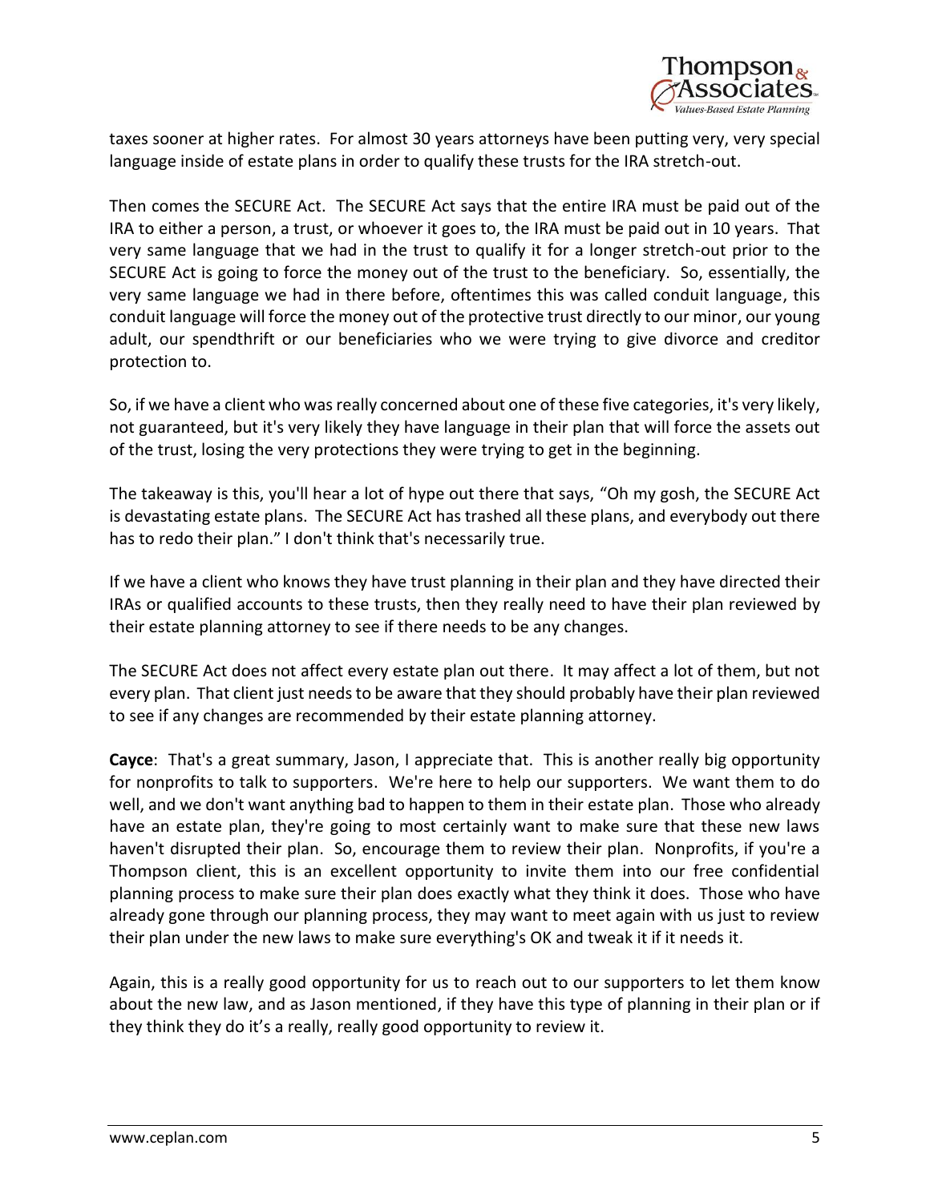taxes sooner at higher rates. For almost 30 years attorneys have been putting very, very special language inside of estate plans in order to qualify these trusts for the IRA stretch-out.

Then comes the SECURE Act. The SECURE Act says that the entire IRA must be paid out of the IRA to either a person, a trust, or whoever it goes to, the IRA must be paid out in 10 years. That very same language that we had in the trust to qualify it for a longer stretch-out prior to the SECURE Act is going to force the money out of the trust to the beneficiary. So, essentially, the very same language we had in there before, oftentimes this was called conduit language, this conduit language will force the money out of the protective trust directly to our minor, our young adult, our spendthrift or our beneficiaries who we were trying to give divorce and creditor protection to.

So, if we have a client who was really concerned about one of these five categories, it's very likely, not guaranteed, but it's very likely they have language in their plan that will force the assets out of the trust, losing the very protections they were trying to get in the beginning.

The takeaway is this, you'll hear a lot of hype out there that says, "Oh my gosh, the SECURE Act is devastating estate plans. The SECURE Act has trashed all these plans, and everybody out there has to redo their plan." I don't think that's necessarily true.

If we have a client who knows they have trust planning in their plan and they have directed their IRAs or qualified accounts to these trusts, then they really need to have their plan reviewed by their estate planning attorney to see if there needs to be any changes.

The SECURE Act does not affect every estate plan out there. It may affect a lot of them, but not every plan. That client just needs to be aware that they should probably have their plan reviewed to see if any changes are recommended by their estate planning attorney.

**Cayce**: That's a great summary, Jason, I appreciate that. This is another really big opportunity for nonprofits to talk to supporters. We're here to help our supporters. We want them to do well, and we don't want anything bad to happen to them in their estate plan. Those who already have an estate plan, they're going to most certainly want to make sure that these new laws haven't disrupted their plan. So, encourage them to review their plan. Nonprofits, if you're a Thompson client, this is an excellent opportunity to invite them into our free confidential planning process to make sure their plan does exactly what they think it does. Those who have already gone through our planning process, they may want to meet again with us just to review their plan under the new laws to make sure everything's OK and tweak it if it needs it.

Again, this is a really good opportunity for us to reach out to our supporters to let them know about the new law, and as Jason mentioned, if they have this type of planning in their plan or if they think they do it's a really, really good opportunity to review it.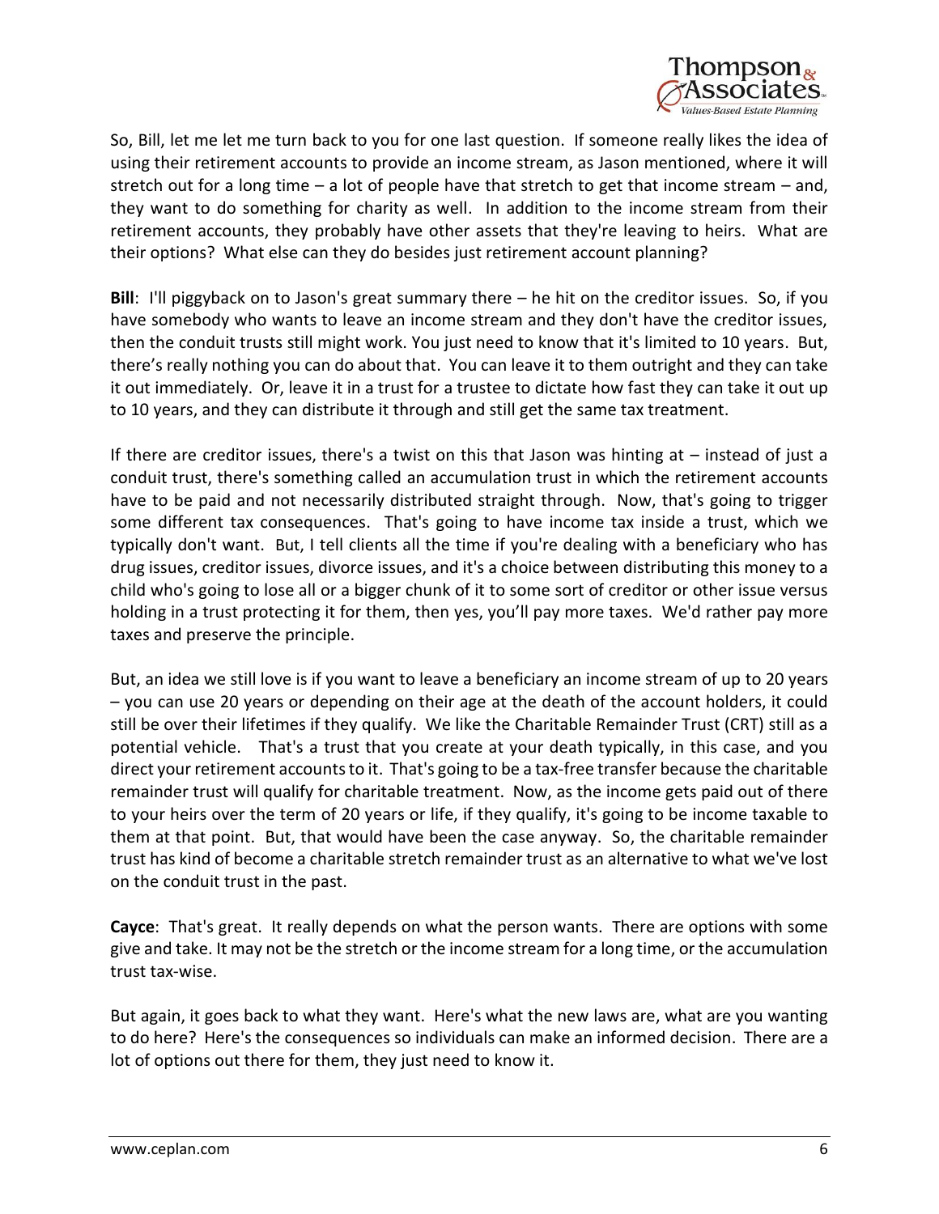So, Bill, let me let me turn back to you for one last question. If someone really likes the idea of using their retirement accounts to provide an income stream, as Jason mentioned, where it will stretch out for a long time – a lot of people have that stretch to get that income stream – and, they want to do something for charity as well. In addition to the income stream from their retirement accounts, they probably have other assets that they're leaving to heirs. What are their options? What else can they do besides just retirement account planning?

**Bill**: I'll piggyback on to Jason's great summary there – he hit on the creditor issues. So, if you have somebody who wants to leave an income stream and they don't have the creditor issues, then the conduit trusts still might work. You just need to know that it's limited to 10 years. But, there's really nothing you can do about that. You can leave it to them outright and they can take it out immediately. Or, leave it in a trust for a trustee to dictate how fast they can take it out up to 10 years, and they can distribute it through and still get the same tax treatment.

If there are creditor issues, there's a twist on this that Jason was hinting at – instead of just a conduit trust, there's something called an accumulation trust in which the retirement accounts have to be paid and not necessarily distributed straight through. Now, that's going to trigger some different tax consequences. That's going to have income tax inside a trust, which we typically don't want. But, I tell clients all the time if you're dealing with a beneficiary who has drug issues, creditor issues, divorce issues, and it's a choice between distributing this money to a child who's going to lose all or a bigger chunk of it to some sort of creditor or other issue versus holding in a trust protecting it for them, then yes, you'll pay more taxes. We'd rather pay more taxes and preserve the principle.

But, an idea we still love is if you want to leave a beneficiary an income stream of up to 20 years – you can use 20 years or depending on their age at the death of the account holders, it could still be over their lifetimes if they qualify. We like the Charitable Remainder Trust (CRT) still as a potential vehicle. That's a trust that you create at your death typically, in this case, and you direct your retirement accounts to it. That's going to be a tax-free transfer because the charitable remainder trust will qualify for charitable treatment. Now, as the income gets paid out of there to your heirs over the term of 20 years or life, if they qualify, it's going to be income taxable to them at that point. But, that would have been the case anyway. So, the charitable remainder trust has kind of become a charitable stretch remainder trust as an alternative to what we've lost on the conduit trust in the past.

**Cayce**: That's great. It really depends on what the person wants. There are options with some give and take. It may not be the stretch or the income stream for a long time, or the accumulation trust tax-wise.

But again, it goes back to what they want. Here's what the new laws are, what are you wanting to do here? Here's the consequences so individuals can make an informed decision. There are a lot of options out there for them, they just need to know it.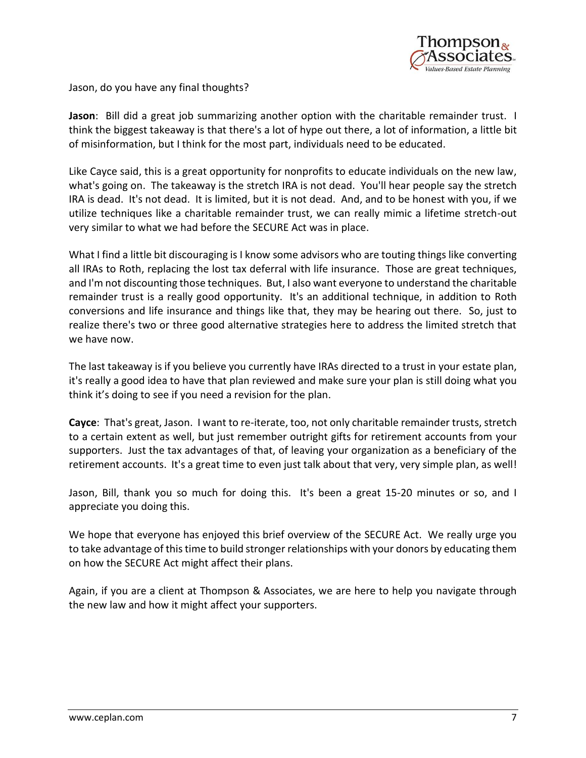Jason, do you have any final thoughts?

**Jason**: Bill did a great job summarizing another option with the charitable remainder trust. I think the biggest takeaway is that there's a lot of hype out there, a lot of information, a little bit of misinformation, but I think for the most part, individuals need to be educated.

Like Cayce said, this is a great opportunity for nonprofits to educate individuals on the new law, what's going on. The takeaway is the stretch IRA is not dead. You'll hear people say the stretch IRA is dead. It's not dead. It is limited, but it is not dead. And, and to be honest with you, if we utilize techniques like a charitable remainder trust, we can really mimic a lifetime stretch-out very similar to what we had before the SECURE Act was in place.

What I find a little bit discouraging is I know some advisors who are touting things like converting all IRAs to Roth, replacing the lost tax deferral with life insurance. Those are great techniques, and I'm not discounting those techniques. But, I also want everyone to understand the charitable remainder trust is a really good opportunity. It's an additional technique, in addition to Roth conversions and life insurance and things like that, they may be hearing out there. So, just to realize there's two or three good alternative strategies here to address the limited stretch that we have now.

The last takeaway is if you believe you currently have IRAs directed to a trust in your estate plan, it's really a good idea to have that plan reviewed and make sure your plan is still doing what you think it's doing to see if you need a revision for the plan.

**Cayce**: That's great, Jason. I want to re-iterate, too, not only charitable remainder trusts, stretch to a certain extent as well, but just remember outright gifts for retirement accounts from your supporters. Just the tax advantages of that, of leaving your organization as a beneficiary of the retirement accounts. It's a great time to even just talk about that very, very simple plan, as well!

Jason, Bill, thank you so much for doing this. It's been a great 15-20 minutes or so, and I appreciate you doing this.

We hope that everyone has enjoyed this brief overview of the SECURE Act. We really urge you to take advantage of this time to build stronger relationships with your donors by educating them on how the SECURE Act might affect their plans.

Again, if you are a client at Thompson & Associates, we are here to help you navigate through the new law and how it might affect your supporters.